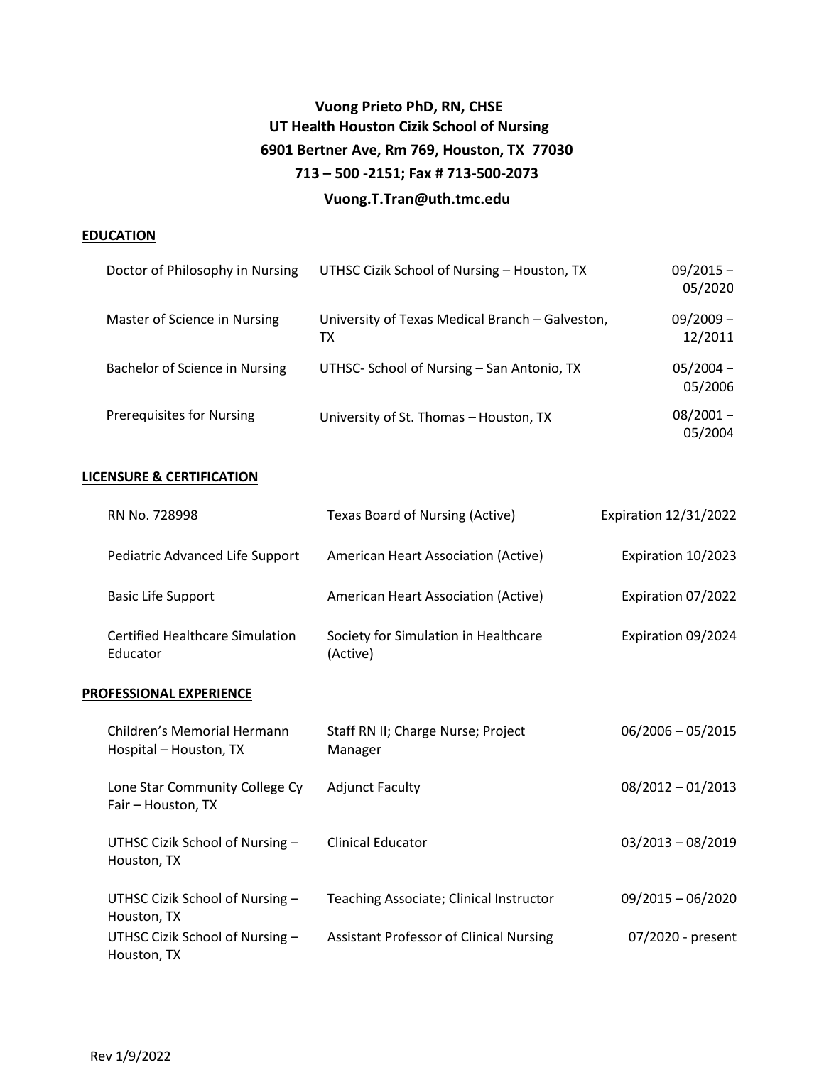**Vuong Prieto PhD, RN, CHSE**
**UT Health Houston Cizik School of Nursing**
**6901 Bertner Ave, Rm 769, Houston, TX 77030**
**713 – 500 -2151; Fax # 713-500-2073**
**Vuong.T.Tran@uth.tmc.edu**

## EDUCATION

| | | |
|---|---|---|
| Doctor of Philosophy in Nursing | UTHSC Cizik School of Nursing – Houston, TX | 09/2015 – 05/2020 |
| Master of Science in Nursing | University of Texas Medical Branch – Galveston, TX | 09/2009 – 12/2011 |
| Bachelor of Science in Nursing | UTHSC- School of Nursing – San Antonio, TX | 05/2004 – 05/2006 |
| Prerequisites for Nursing | University of St. Thomas – Houston, TX | 08/2001 – 05/2004 |

## LICENSURE & CERTIFICATION

| | | |
|---|---|---|
| RN No. 728998 | Texas Board of Nursing (Active) | Expiration 12/31/2022 |
| Pediatric Advanced Life Support | American Heart Association (Active) | Expiration 10/2023 |
| Basic Life Support | American Heart Association (Active) | Expiration 07/2022 |
| Certified Healthcare Simulation Educator | Society for Simulation in Healthcare (Active) | Expiration 09/2024 |

## PROFESSIONAL EXPERIENCE

| | | |
|---|---|---|
| Children's Memorial Hermann Hospital – Houston, TX | Staff RN II; Charge Nurse; Project Manager | 06/2006 – 05/2015 |
| Lone Star Community College Cy Fair – Houston, TX | Adjunct Faculty | 08/2012 – 01/2013 |
| UTHSC Cizik School of Nursing – Houston, TX | Clinical Educator | 03/2013 – 08/2019 |
| UTHSC Cizik School of Nursing – Houston, TX | Teaching Associate; Clinical Instructor | 09/2015 – 06/2020 |
| UTHSC Cizik School of Nursing – Houston, TX | Assistant Professor of Clinical Nursing | 07/2020 - present |

Rev 1/9/2022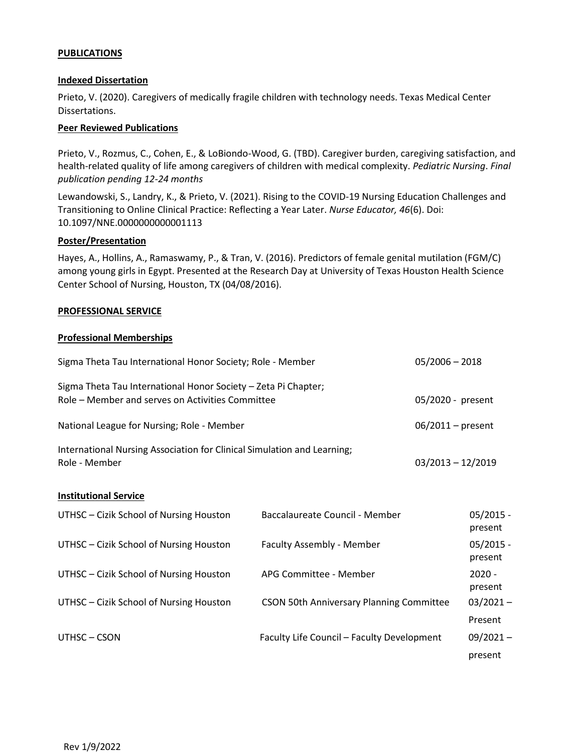**PUBLICATIONS**

**Indexed Dissertation**

Prieto, V. (2020). Caregivers of medically fragile children with technology needs. Texas Medical Center Dissertations.

**Peer Reviewed Publications**

Prieto, V., Rozmus, C., Cohen, E., & LoBiondo-Wood, G. (TBD). Caregiver burden, caregiving satisfaction, and health-related quality of life among caregivers of children with medical complexity. *Pediatric Nursing*. *Final publication pending 12-24 months*

Lewandowski, S., Landry, K., & Prieto, V. (2021). Rising to the COVID-19 Nursing Education Challenges and Transitioning to Online Clinical Practice: Reflecting a Year Later. *Nurse Educator, 46*(6). Doi: 10.1097/NNE.0000000000001113

**Poster/Presentation**

Hayes, A., Hollins, A., Ramaswamy, P., & Tran, V. (2016). Predictors of female genital mutilation (FGM/C) among young girls in Egypt. Presented at the Research Day at University of Texas Houston Health Science Center School of Nursing, Houston, TX (04/08/2016).

**PROFESSIONAL SERVICE**

**Professional Memberships**

| | |
|---|---|
| Sigma Theta Tau International Honor Society; Role - Member | 05/2006 – 2018 |
| Sigma Theta Tau International Honor Society – Zeta Pi Chapter; Role – Member and serves on Activities Committee | 05/2020 - present |
| National League for Nursing; Role - Member | 06/2011 – present |
| International Nursing Association for Clinical Simulation and Learning; Role - Member | 03/2013 – 12/2019 |

**Institutional Service**

| | | |
|---|---|---|
| UTHSC – Cizik School of Nursing Houston | Baccalaureate Council - Member | 05/2015 - present |
| UTHSC – Cizik School of Nursing Houston | Faculty Assembly - Member | 05/2015 - present |
| UTHSC – Cizik School of Nursing Houston | APG Committee - Member | 2020 - present |
| UTHSC – Cizik School of Nursing Houston | CSON 50th Anniversary Planning Committee | 03/2021 – Present |
| UTHSC – CSON | Faculty Life Council – Faculty Development | 09/2021 – present |

Rev 1/9/2022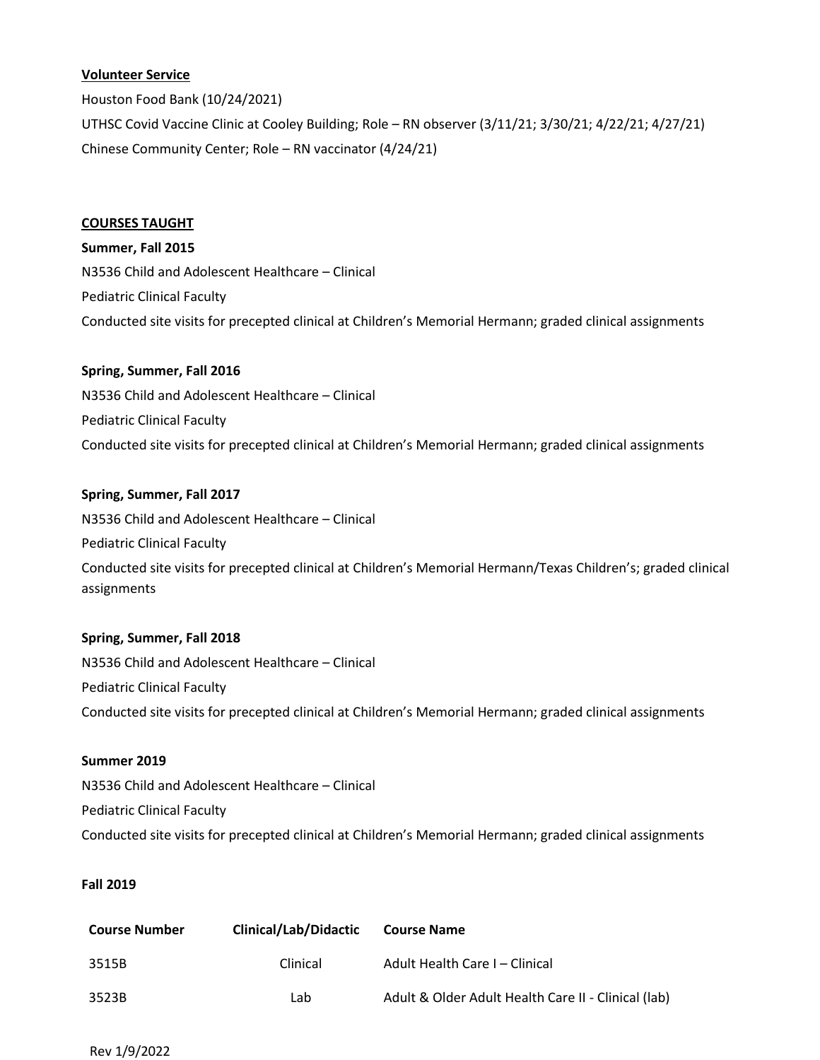**Volunteer Service**

Houston Food Bank (10/24/2021)

UTHSC Covid Vaccine Clinic at Cooley Building; Role – RN observer (3/11/21; 3/30/21; 4/22/21; 4/27/21)

Chinese Community Center; Role – RN vaccinator (4/24/21)

## COURSES TAUGHT

**Summer, Fall 2015**

N3536 Child and Adolescent Healthcare – Clinical

Pediatric Clinical Faculty

Conducted site visits for precepted clinical at Children's Memorial Hermann; graded clinical assignments

**Spring, Summer, Fall 2016**

N3536 Child and Adolescent Healthcare – Clinical

Pediatric Clinical Faculty

Conducted site visits for precepted clinical at Children's Memorial Hermann; graded clinical assignments

**Spring, Summer, Fall 2017**

N3536 Child and Adolescent Healthcare – Clinical

Pediatric Clinical Faculty

Conducted site visits for precepted clinical at Children's Memorial Hermann/Texas Children's; graded clinical assignments

**Spring, Summer, Fall 2018**

N3536 Child and Adolescent Healthcare – Clinical

Pediatric Clinical Faculty

Conducted site visits for precepted clinical at Children's Memorial Hermann; graded clinical assignments

**Summer 2019**

N3536 Child and Adolescent Healthcare – Clinical

Pediatric Clinical Faculty

Conducted site visits for precepted clinical at Children's Memorial Hermann; graded clinical assignments

**Fall 2019**

| Course Number | Clinical/Lab/Didactic | Course Name |
|---|---|---|
| 3515B | Clinical | Adult Health Care I – Clinical |
| 3523B | Lab | Adult & Older Adult Health Care II - Clinical (lab) |

Rev 1/9/2022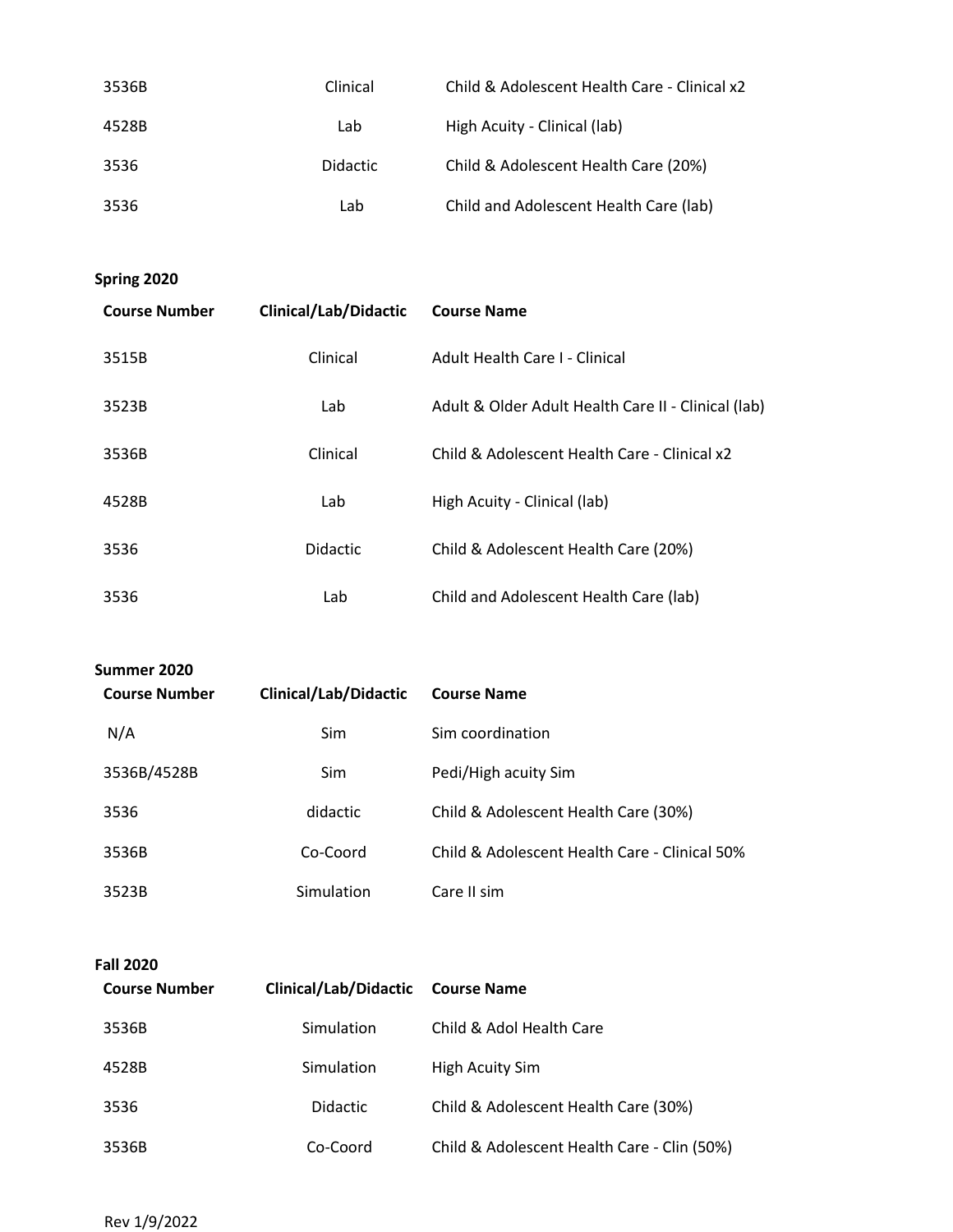| Course Number | Clinical/Lab/Didactic | Course Name |
|---|---|---|
| 3536B | Clinical | Child & Adolescent Health Care - Clinical x2 |
| 4528B | Lab | High Acuity - Clinical (lab) |
| 3536 | Didactic | Child & Adolescent Health Care (20%) |
| 3536 | Lab | Child and Adolescent Health Care (lab) |

**Spring 2020**

| Course Number | Clinical/Lab/Didactic | Course Name |
|---|---|---|
| 3515B | Clinical | Adult Health Care I - Clinical |
| 3523B | Lab | Adult & Older Adult Health Care II - Clinical (lab) |
| 3536B | Clinical | Child & Adolescent Health Care - Clinical x2 |
| 4528B | Lab | High Acuity - Clinical (lab) |
| 3536 | Didactic | Child & Adolescent Health Care (20%) |
| 3536 | Lab | Child and Adolescent Health Care (lab) |

**Summer 2020**

| Course Number | Clinical/Lab/Didactic | Course Name |
|---|---|---|
| N/A | Sim | Sim coordination |
| 3536B/4528B | Sim | Pedi/High acuity Sim |
| 3536 | didactic | Child & Adolescent Health Care (30%) |
| 3536B | Co-Coord | Child & Adolescent Health Care - Clinical 50% |
| 3523B | Simulation | Care II sim |

**Fall 2020**

| Course Number | Clinical/Lab/Didactic | Course Name |
|---|---|---|
| 3536B | Simulation | Child & Adol Health Care |
| 4528B | Simulation | High Acuity Sim |
| 3536 | Didactic | Child & Adolescent Health Care (30%) |
| 3536B | Co-Coord | Child & Adolescent Health Care - Clin (50%) |

Rev 1/9/2022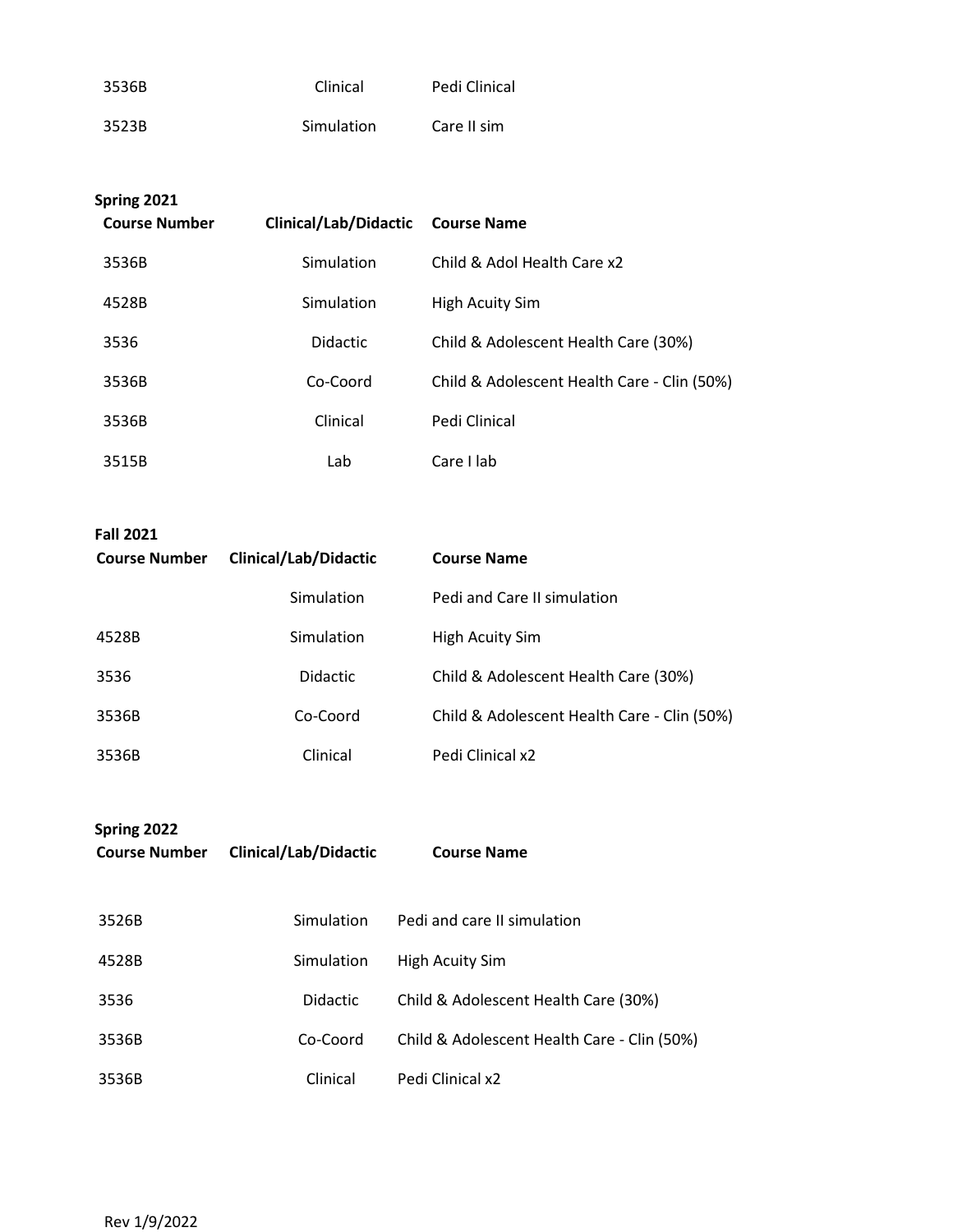| | | |
|---|---|---|
| 3536B | Clinical | Pedi Clinical |
| 3523B | Simulation | Care II sim |

**Spring 2021**

| Course Number | Clinical/Lab/Didactic | Course Name |
|---|---|---|
| 3536B | Simulation | Child & Adol Health Care x2 |
| 4528B | Simulation | High Acuity Sim |
| 3536 | Didactic | Child & Adolescent Health Care (30%) |
| 3536B | Co-Coord | Child & Adolescent Health Care - Clin (50%) |
| 3536B | Clinical | Pedi Clinical |
| 3515B | Lab | Care I lab |

**Fall 2021**

| Course Number | Clinical/Lab/Didactic | Course Name |
|---|---|---|
| | Simulation | Pedi and Care II simulation |
| 4528B | Simulation | High Acuity Sim |
| 3536 | Didactic | Child & Adolescent Health Care (30%) |
| 3536B | Co-Coord | Child & Adolescent Health Care - Clin (50%) |
| 3536B | Clinical | Pedi Clinical x2 |

**Spring 2022**

| Course Number | Clinical/Lab/Didactic | Course Name |
|---|---|---|
| 3526B | Simulation | Pedi and care II simulation |
| 4528B | Simulation | High Acuity Sim |
| 3536 | Didactic | Child & Adolescent Health Care (30%) |
| 3536B | Co-Coord | Child & Adolescent Health Care - Clin (50%) |
| 3536B | Clinical | Pedi Clinical x2 |

Rev 1/9/2022